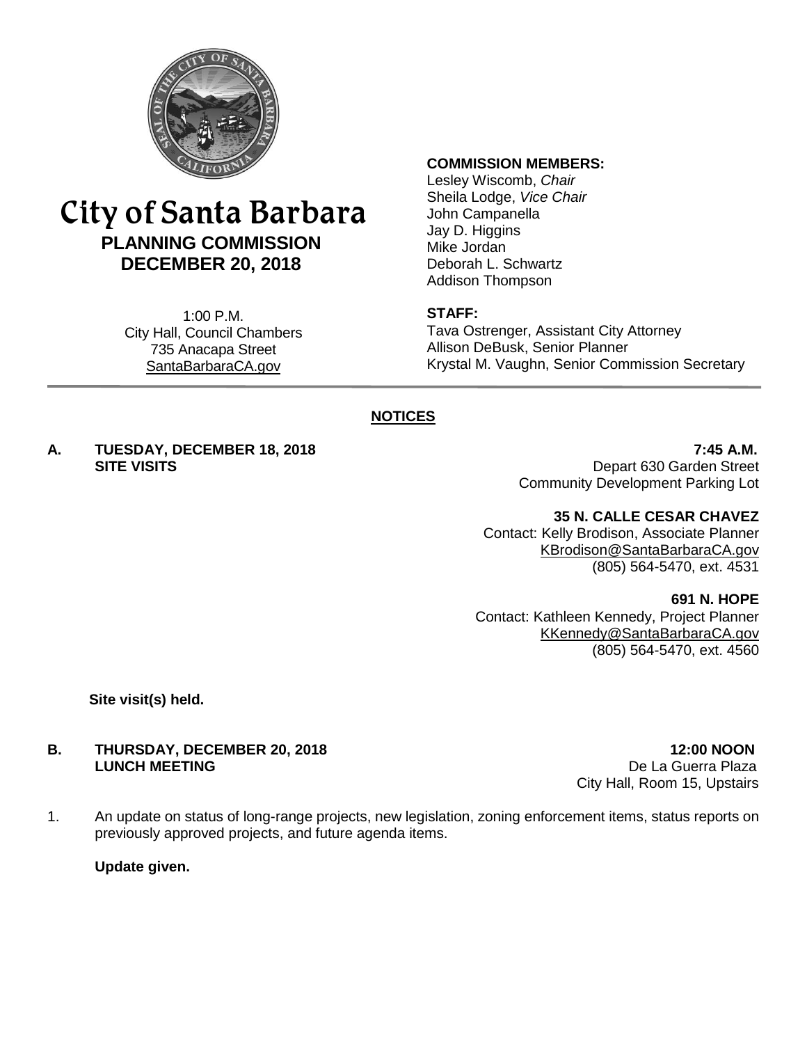# City of Santa Barbara

## PLANNING COMMISSION
## DECEMBER 20, 2018

1:00 P.M.
City Hall, Council Chambers
735 Anacapa Street
SantaBarbaraCA.gov

**COMMISSION MEMBERS:**
Lesley Wiscomb, *Chair*
Sheila Lodge, *Vice Chair*
John Campanella
Jay D. Higgins
Mike Jordan
Deborah L. Schwartz
Addison Thompson

**STAFF:**
Tava Ostrenger, Assistant City Attorney
Allison DeBusk, Senior Planner
Krystal M. Vaughn, Senior Commission Secretary

## NOTICES

**A. TUESDAY, DECEMBER 18, 2018** **7:45 A.M.**
**SITE VISITS**
Depart 630 Garden Street
Community Development Parking Lot

**35 N. CALLE CESAR CHAVEZ**
Contact: Kelly Brodison, Associate Planner
KBrodison@SantaBarbaraCA.gov
(805) 564-5470, ext. 4531

**691 N. HOPE**
Contact: Kathleen Kennedy, Project Planner
KKennedy@SantaBarbaraCA.gov
(805) 564-5470, ext. 4560

**Site visit(s) held.**

**B. THURSDAY, DECEMBER 20, 2018** **12:00 NOON**
**LUNCH MEETING**
De La Guerra Plaza
City Hall, Room 15, Upstairs

1. An update on status of long-range projects, new legislation, zoning enforcement items, status reports on previously approved projects, and future agenda items.

   **Update given.**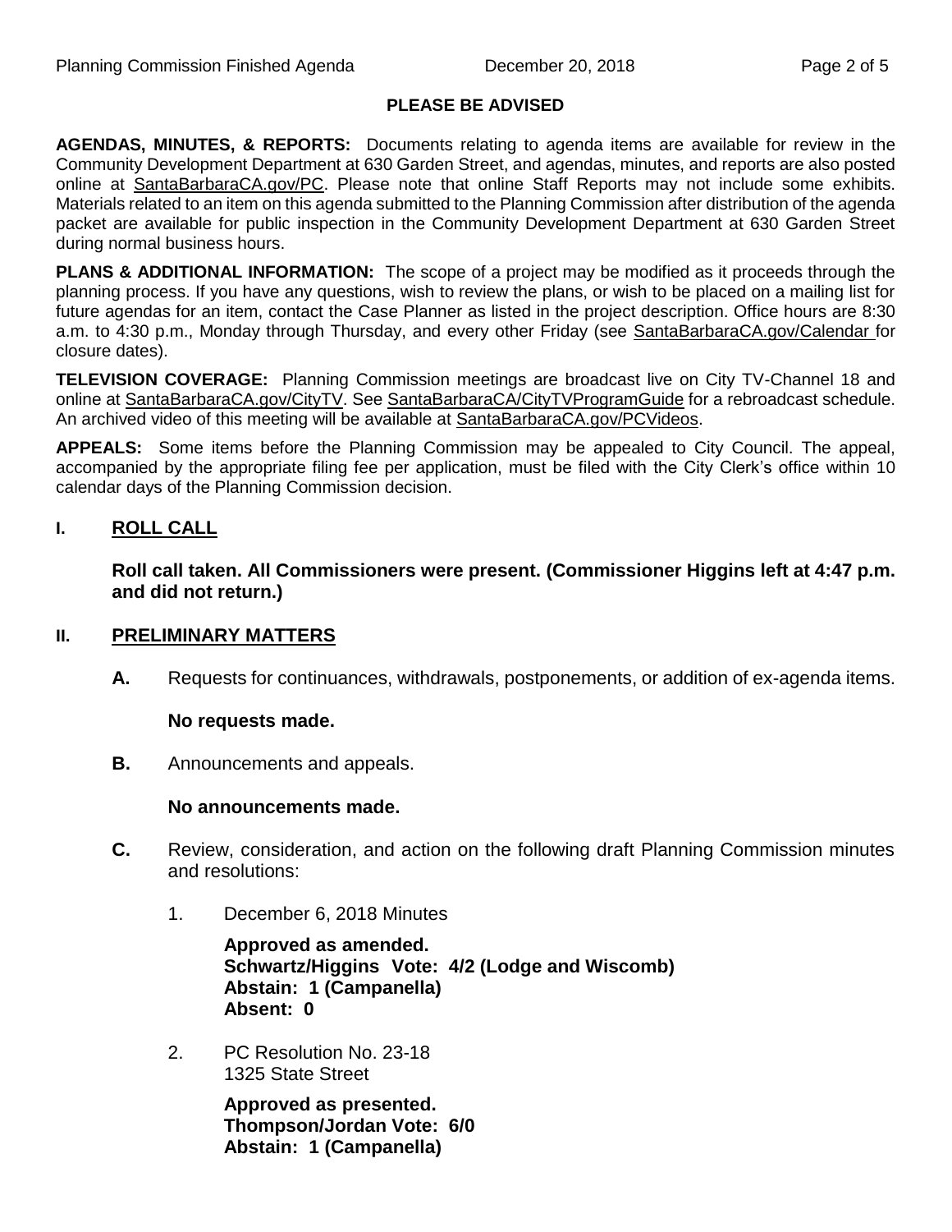**PLEASE BE ADVISED**

**AGENDAS, MINUTES, & REPORTS:** Documents relating to agenda items are available for review in the Community Development Department at 630 Garden Street, and agendas, minutes, and reports are also posted online at SantaBarbaraCA.gov/PC. Please note that online Staff Reports may not include some exhibits. Materials related to an item on this agenda submitted to the Planning Commission after distribution of the agenda packet are available for public inspection in the Community Development Department at 630 Garden Street during normal business hours.

**PLANS & ADDITIONAL INFORMATION:** The scope of a project may be modified as it proceeds through the planning process. If you have any questions, wish to review the plans, or wish to be placed on a mailing list for future agendas for an item, contact the Case Planner as listed in the project description. Office hours are 8:30 a.m. to 4:30 p.m., Monday through Thursday, and every other Friday (see SantaBarbaraCA.gov/Calendar for closure dates).

**TELEVISION COVERAGE:** Planning Commission meetings are broadcast live on City TV-Channel 18 and online at SantaBarbaraCA.gov/CityTV. See SantaBarbaraCA/CityTVProgramGuide for a rebroadcast schedule. An archived video of this meeting will be available at SantaBarbaraCA.gov/PCVideos.

**APPEALS:** Some items before the Planning Commission may be appealed to City Council. The appeal, accompanied by the appropriate filing fee per application, must be filed with the City Clerk's office within 10 calendar days of the Planning Commission decision.

## I. ROLL CALL

**Roll call taken. All Commissioners were present. (Commissioner Higgins left at 4:47 p.m. and did not return.)**

## II. PRELIMINARY MATTERS

**A.** Requests for continuances, withdrawals, postponements, or addition of ex-agenda items.

**No requests made.**

**B.** Announcements and appeals.

**No announcements made.**

**C.** Review, consideration, and action on the following draft Planning Commission minutes and resolutions:

1. December 6, 2018 Minutes

   **Approved as amended.**
   **Schwartz/Higgins Vote: 4/2 (Lodge and Wiscomb)**
   **Abstain: 1 (Campanella)**
   **Absent: 0**

2. PC Resolution No. 23-18
   1325 State Street

   **Approved as presented.**
   **Thompson/Jordan Vote: 6/0**
   **Abstain: 1 (Campanella)**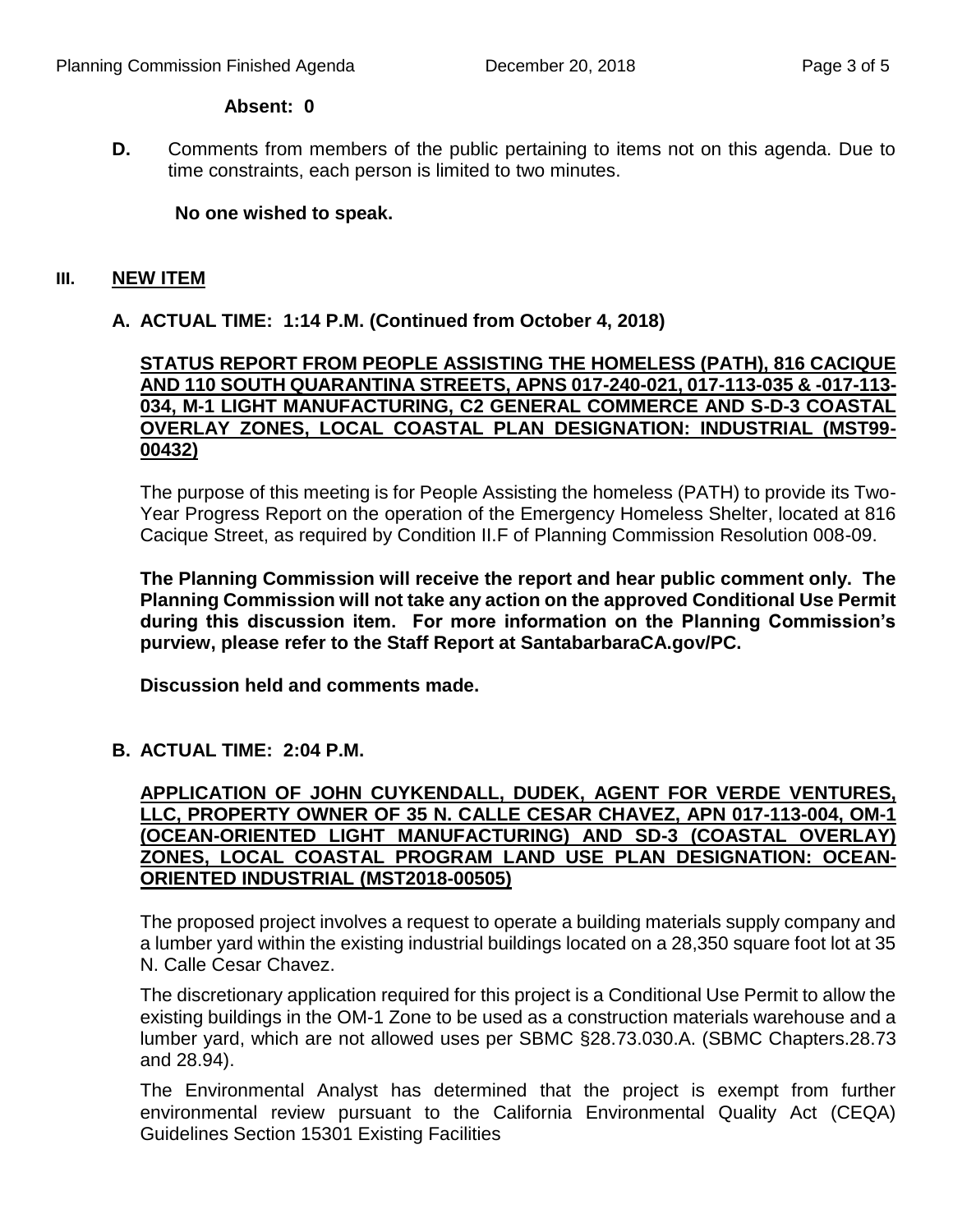**Absent: 0**

**D.** Comments from members of the public pertaining to items not on this agenda. Due to time constraints, each person is limited to two minutes.

**No one wished to speak.**

## III. NEW ITEM

### A. ACTUAL TIME: 1:14 P.M. (Continued from October 4, 2018)

**STATUS REPORT FROM PEOPLE ASSISTING THE HOMELESS (PATH), 816 CACIQUE AND 110 SOUTH QUARANTINA STREETS, APNS 017-240-021, 017-113-035 & -017-113-034, M-1 LIGHT MANUFACTURING, C2 GENERAL COMMERCE AND S-D-3 COASTAL OVERLAY ZONES, LOCAL COASTAL PLAN DESIGNATION: INDUSTRIAL (MST99-00432)**

The purpose of this meeting is for People Assisting the homeless (PATH) to provide its Two-Year Progress Report on the operation of the Emergency Homeless Shelter, located at 816 Cacique Street, as required by Condition II.F of Planning Commission Resolution 008-09.

**The Planning Commission will receive the report and hear public comment only. The Planning Commission will not take any action on the approved Conditional Use Permit during this discussion item. For more information on the Planning Commission's purview, please refer to the Staff Report at SantabarbaraCA.gov/PC.**

**Discussion held and comments made.**

### B. ACTUAL TIME: 2:04 P.M.

**APPLICATION OF JOHN CUYKENDALL, DUDEK, AGENT FOR VERDE VENTURES, LLC, PROPERTY OWNER OF 35 N. CALLE CESAR CHAVEZ, APN 017-113-004, OM-1 (OCEAN-ORIENTED LIGHT MANUFACTURING) AND SD-3 (COASTAL OVERLAY) ZONES, LOCAL COASTAL PROGRAM LAND USE PLAN DESIGNATION: OCEAN-ORIENTED INDUSTRIAL (MST2018-00505)**

The proposed project involves a request to operate a building materials supply company and a lumber yard within the existing industrial buildings located on a 28,350 square foot lot at 35 N. Calle Cesar Chavez.

The discretionary application required for this project is a Conditional Use Permit to allow the existing buildings in the OM-1 Zone to be used as a construction materials warehouse and a lumber yard, which are not allowed uses per SBMC §28.73.030.A. (SBMC Chapters.28.73 and 28.94).

The Environmental Analyst has determined that the project is exempt from further environmental review pursuant to the California Environmental Quality Act (CEQA) Guidelines Section 15301 Existing Facilities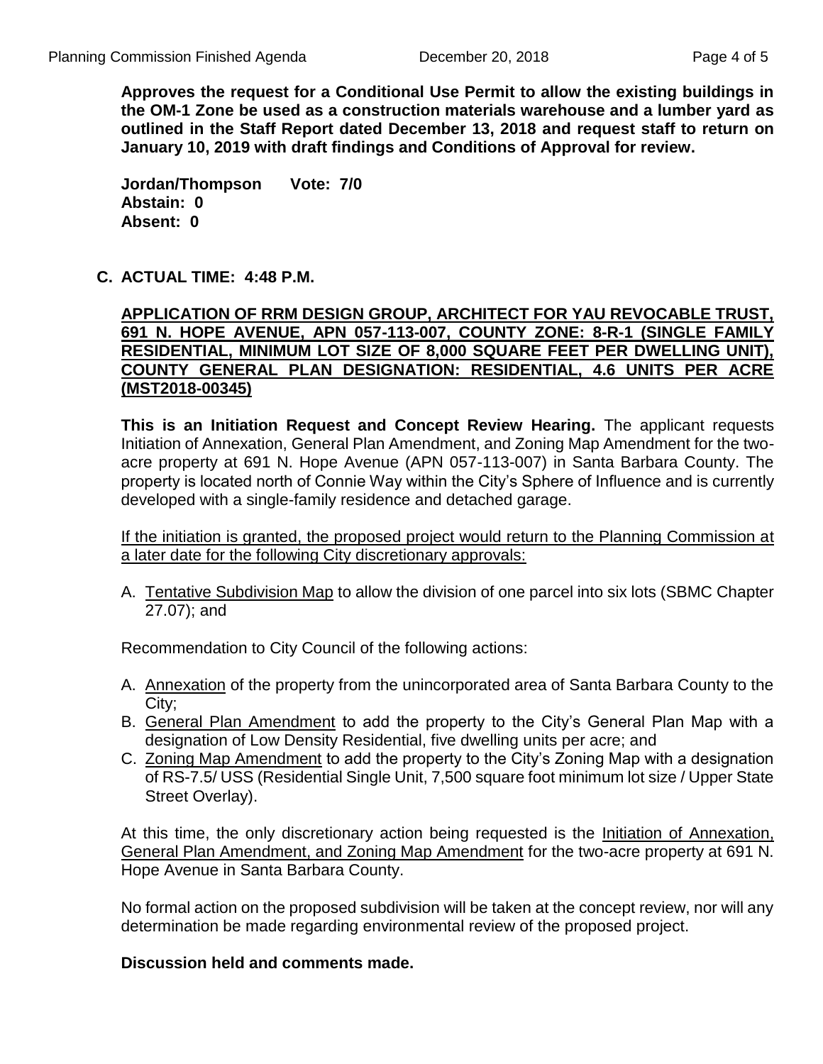**Approves the request for a Conditional Use Permit to allow the existing buildings in the OM-1 Zone be used as a construction materials warehouse and a lumber yard as outlined in the Staff Report dated December 13, 2018 and request staff to return on January 10, 2019 with draft findings and Conditions of Approval for review.**

**Jordan/Thompson Vote: 7/0**
**Abstain: 0**
**Absent: 0**

**C. ACTUAL TIME: 4:48 P.M.**

**APPLICATION OF RRM DESIGN GROUP, ARCHITECT FOR YAU REVOCABLE TRUST, 691 N. HOPE AVENUE, APN 057-113-007, COUNTY ZONE: 8-R-1 (SINGLE FAMILY RESIDENTIAL, MINIMUM LOT SIZE OF 8,000 SQUARE FEET PER DWELLING UNIT), COUNTY GENERAL PLAN DESIGNATION: RESIDENTIAL, 4.6 UNITS PER ACRE (MST2018-00345)**

**This is an Initiation Request and Concept Review Hearing.** The applicant requests Initiation of Annexation, General Plan Amendment, and Zoning Map Amendment for the two-acre property at 691 N. Hope Avenue (APN 057-113-007) in Santa Barbara County. The property is located north of Connie Way within the City's Sphere of Influence and is currently developed with a single-family residence and detached garage.

If the initiation is granted, the proposed project would return to the Planning Commission at a later date for the following City discretionary approvals:

A. Tentative Subdivision Map to allow the division of one parcel into six lots (SBMC Chapter 27.07); and

Recommendation to City Council of the following actions:

A. Annexation of the property from the unincorporated area of Santa Barbara County to the City;
B. General Plan Amendment to add the property to the City's General Plan Map with a designation of Low Density Residential, five dwelling units per acre; and
C. Zoning Map Amendment to add the property to the City's Zoning Map with a designation of RS-7.5/ USS (Residential Single Unit, 7,500 square foot minimum lot size / Upper State Street Overlay).

At this time, the only discretionary action being requested is the Initiation of Annexation, General Plan Amendment, and Zoning Map Amendment for the two-acre property at 691 N. Hope Avenue in Santa Barbara County.

No formal action on the proposed subdivision will be taken at the concept review, nor will any determination be made regarding environmental review of the proposed project.

**Discussion held and comments made.**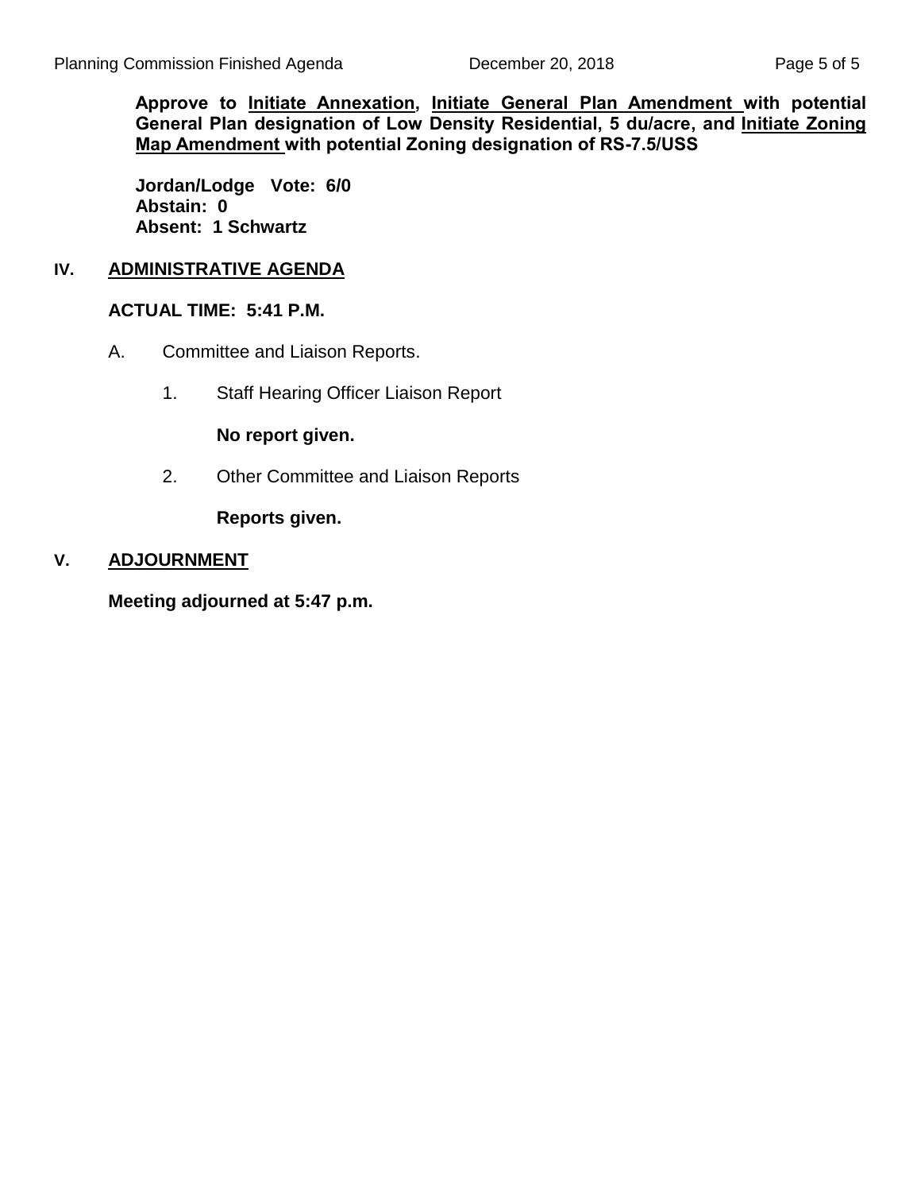**Approve to <u>Initiate Annexation</u>, <u>Initiate General Plan Amendment</u> with potential General Plan designation of Low Density Residential, 5 du/acre, and <u>Initiate Zoning Map Amendment</u> with potential Zoning designation of RS-7.5/USS**

**Jordan/Lodge Vote: 6/0**
**Abstain: 0**
**Absent: 1 Schwartz**

## IV. ADMINISTRATIVE AGENDA

**ACTUAL TIME: 5:41 P.M.**

A. Committee and Liaison Reports.

1. Staff Hearing Officer Liaison Report

   **No report given.**

2. Other Committee and Liaison Reports

   **Reports given.**

## V. ADJOURNMENT

**Meeting adjourned at 5:47 p.m.**